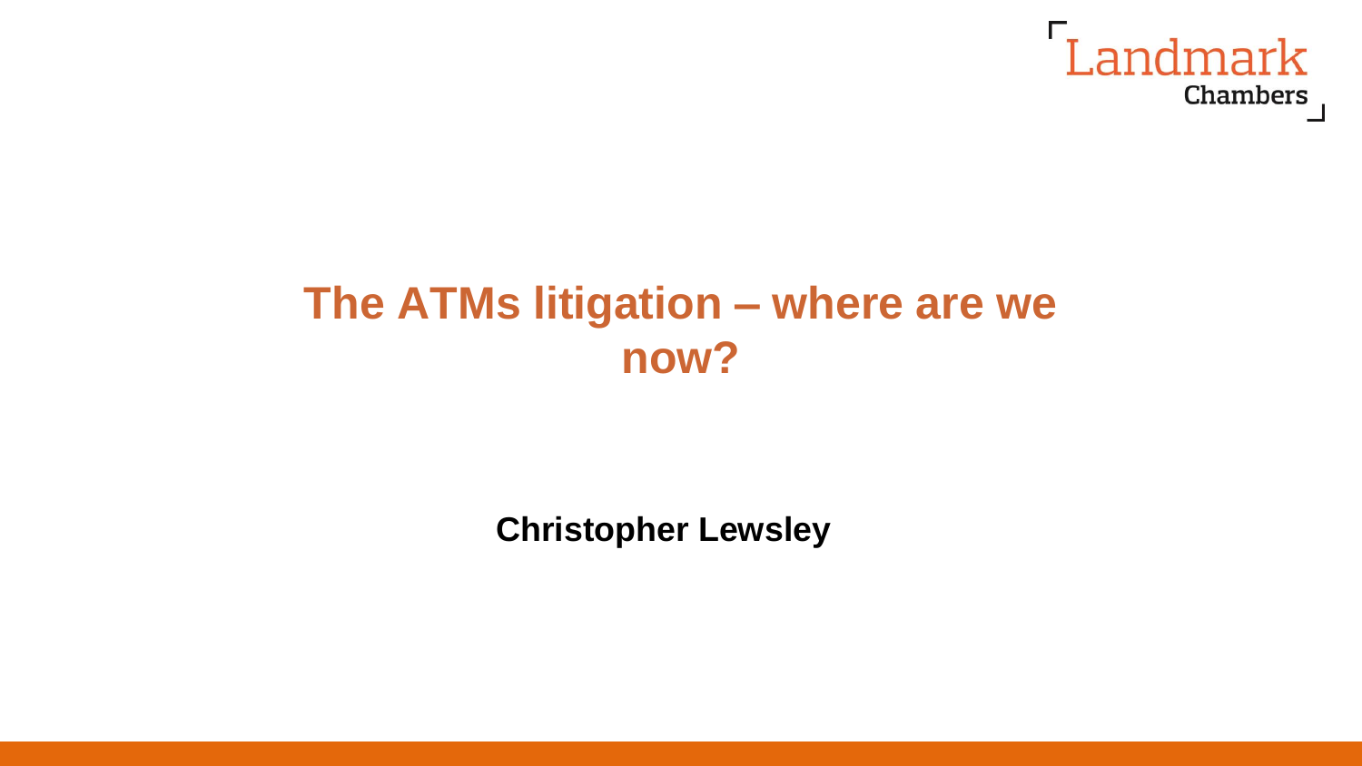Landmark Chambers

# The ATMs litigation – where are we now?

**Christopher Lewsley**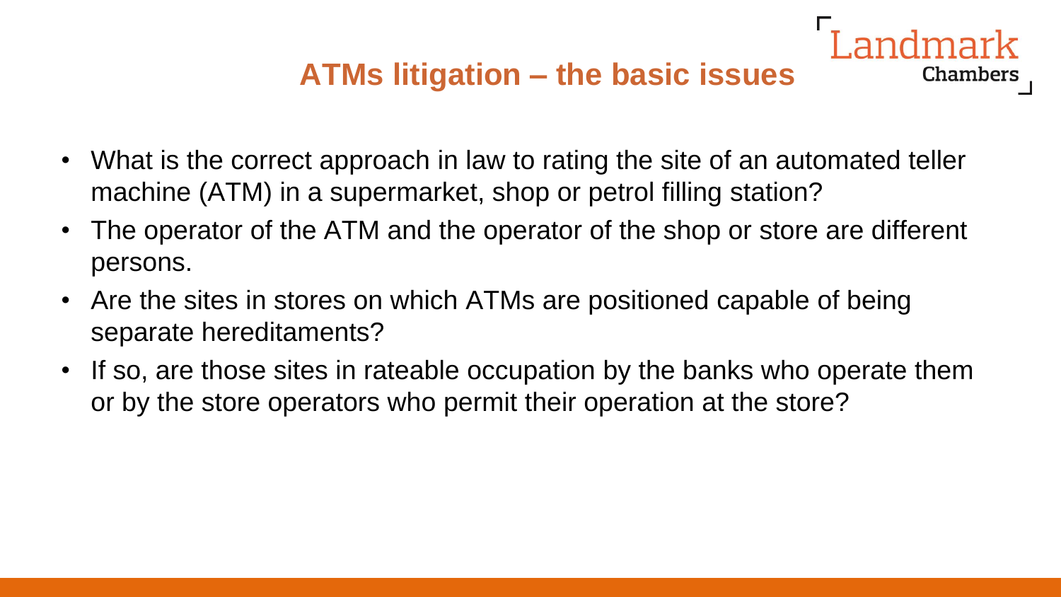# ATMs litigation – the basic issues

- What is the correct approach in law to rating the site of an automated teller machine (ATM) in a supermarket, shop or petrol filling station?
- The operator of the ATM and the operator of the shop or store are different persons.
- Are the sites in stores on which ATMs are positioned capable of being separate hereditaments?
- If so, are those sites in rateable occupation by the banks who operate them or by the store operators who permit their operation at the store?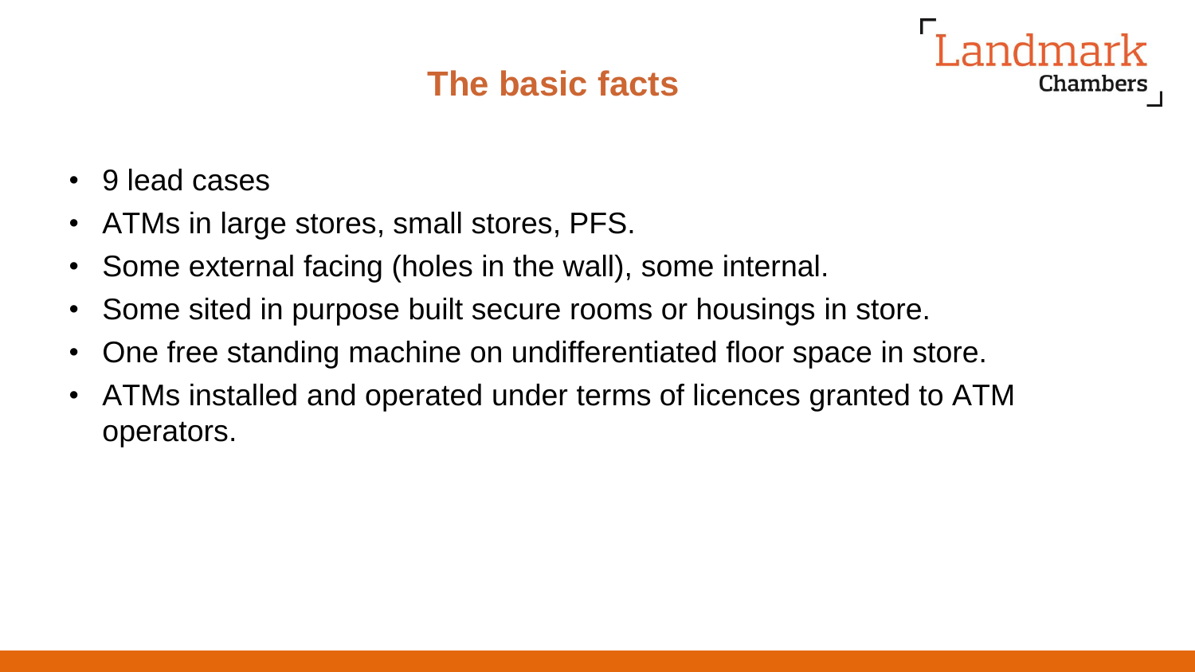# The basic facts

- 9 lead cases
- ATMs in large stores, small stores, PFS.
- Some external facing (holes in the wall), some internal.
- Some sited in purpose built secure rooms or housings in store.
- One free standing machine on undifferentiated floor space in store.
- ATMs installed and operated under terms of licences granted to ATM operators.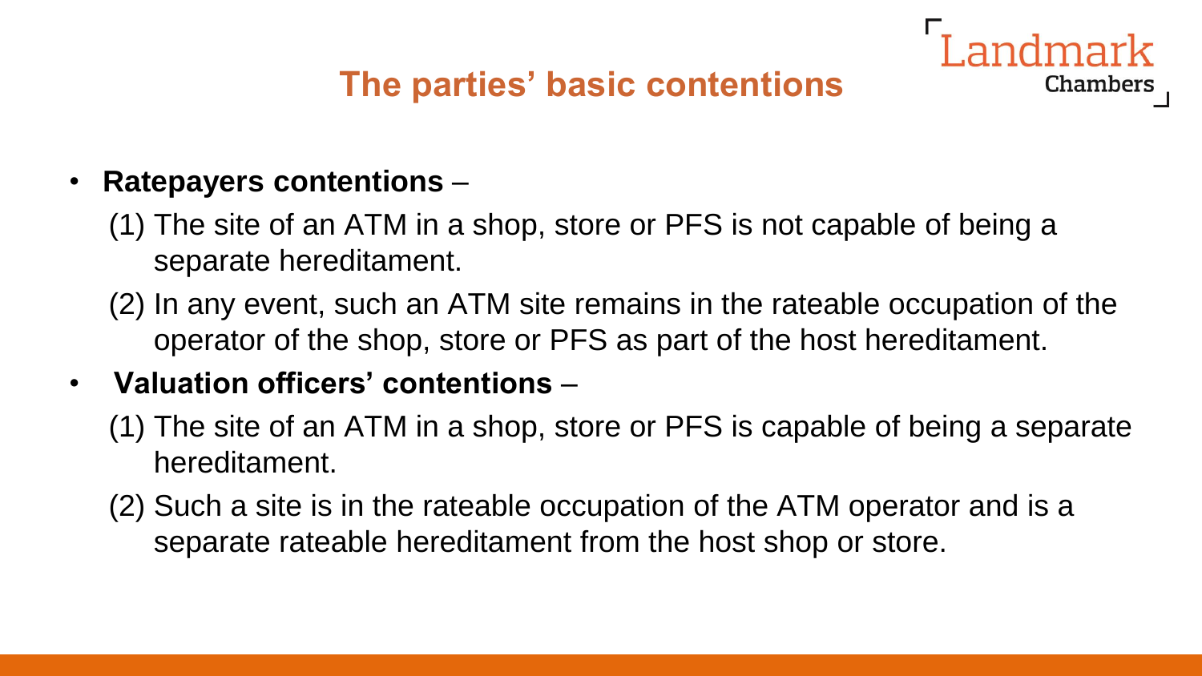## The parties' basic contentions

- **Ratepayers contentions** –

  (1) The site of an ATM in a shop, store or PFS is not capable of being a separate hereditament.

  (2) In any event, such an ATM site remains in the rateable occupation of the operator of the shop, store or PFS as part of the host hereditament.

- **Valuation officers' contentions** –

  (1) The site of an ATM in a shop, store or PFS is capable of being a separate hereditament.

  (2) Such a site is in the rateable occupation of the ATM operator and is a separate rateable hereditament from the host shop or store.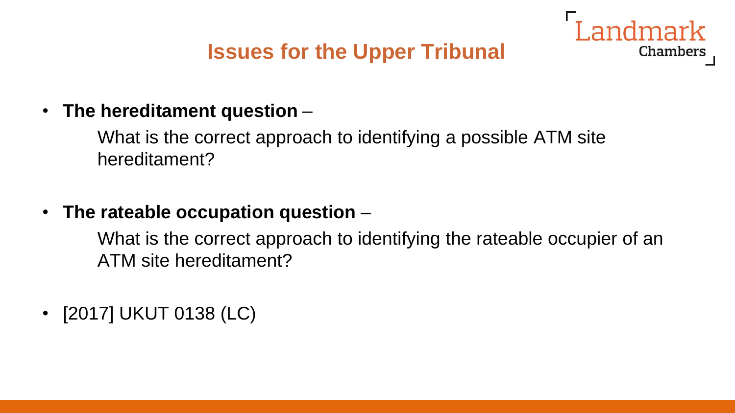## Issues for the Upper Tribunal

- **The hereditament question** –

  What is the correct approach to identifying a possible ATM site hereditament?

- **The rateable occupation question** –

  What is the correct approach to identifying the rateable occupier of an ATM site hereditament?

- [2017] UKUT 0138 (LC)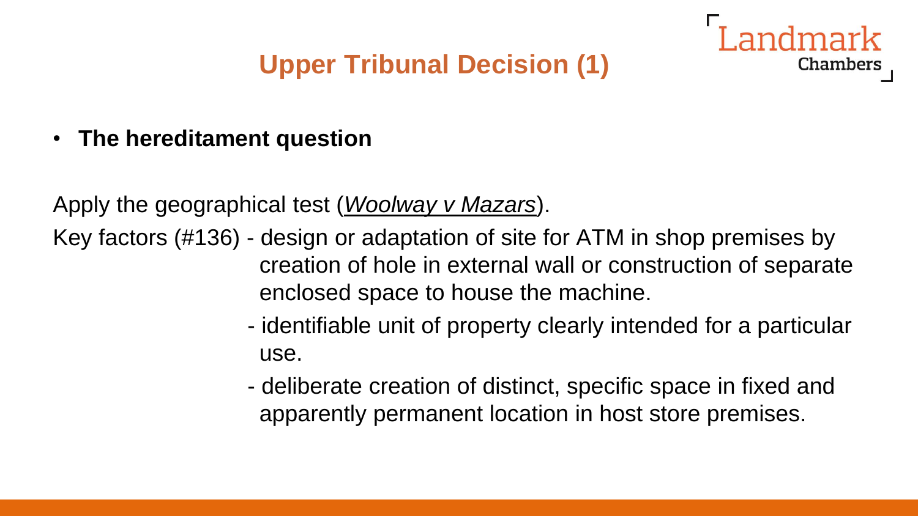# Upper Tribunal Decision (1)

- **The hereditament question**

Apply the geographical test (*Woolway v Mazars*).

Key factors (#136) - design or adaptation of site for ATM in shop premises by creation of hole in external wall or construction of separate enclosed space to house the machine.

- identifiable unit of property clearly intended for a particular use.
- deliberate creation of distinct, specific space in fixed and apparently permanent location in host store premises.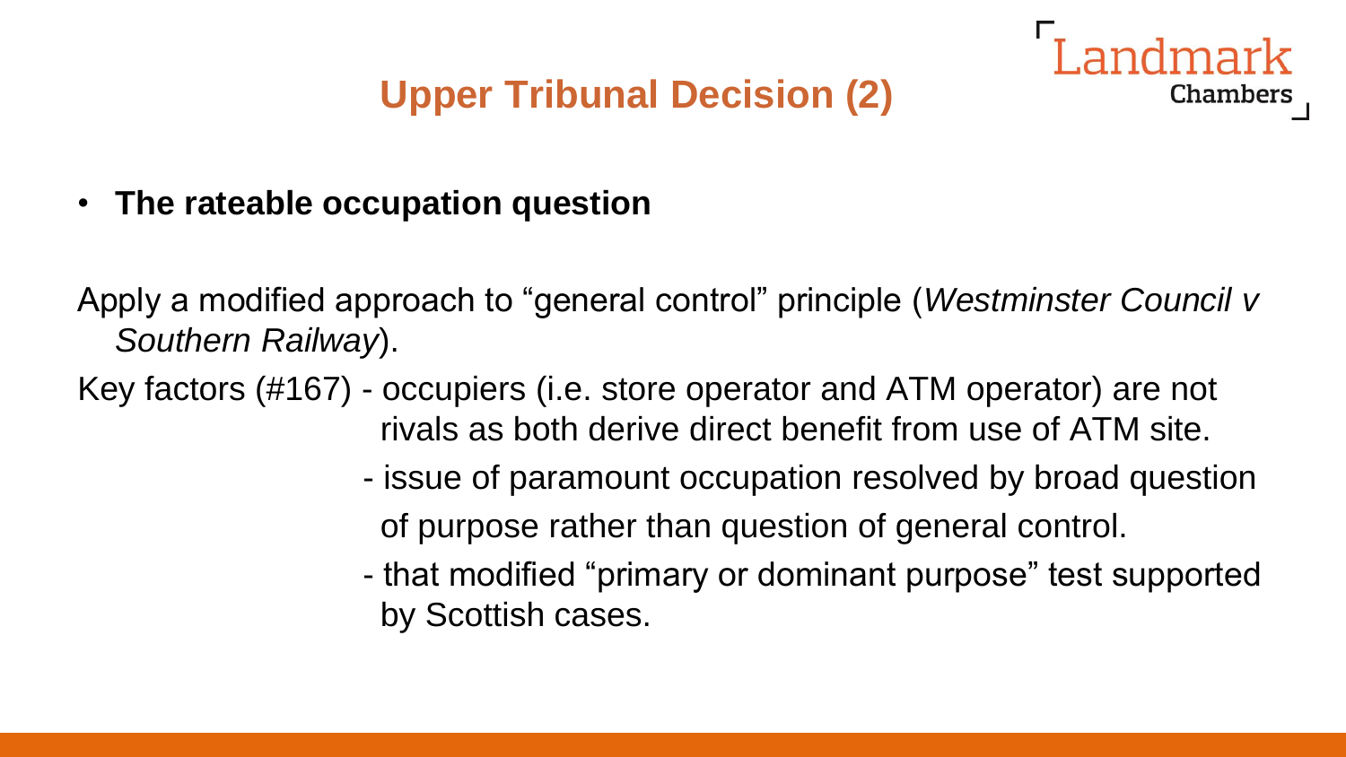## Upper Tribunal Decision (2)

- **The rateable occupation question**

Apply a modified approach to "general control" principle (*Westminster Council v Southern Railway*).

Key factors (#167) - occupiers (i.e. store operator and ATM operator) are not rivals as both derive direct benefit from use of ATM site.

- issue of paramount occupation resolved by broad question of purpose rather than question of general control.
- that modified "primary or dominant purpose" test supported by Scottish cases.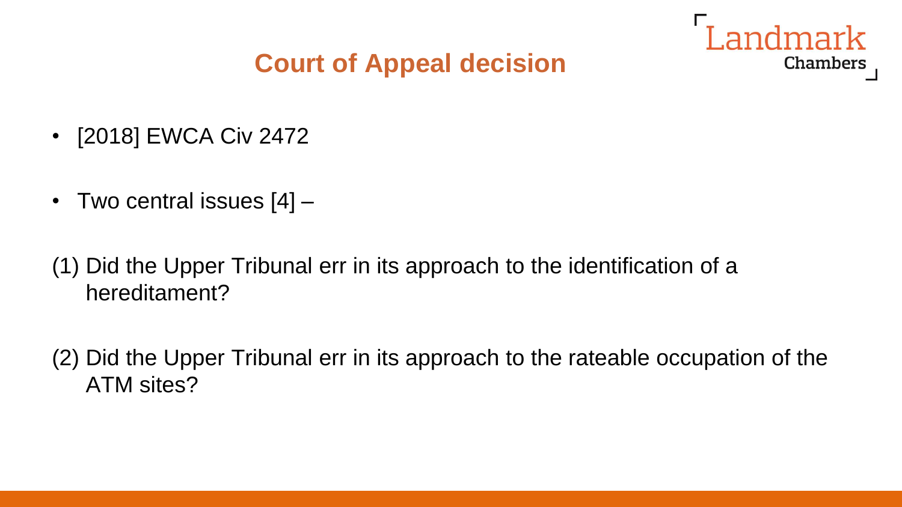## Court of Appeal decision

- [2018] EWCA Civ 2472
- Two central issues [4] –

(1) Did the Upper Tribunal err in its approach to the identification of a hereditament?

(2) Did the Upper Tribunal err in its approach to the rateable occupation of the ATM sites?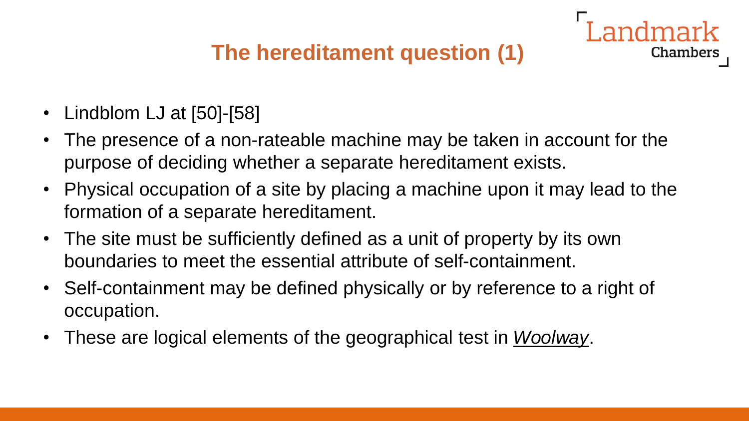# The hereditament question (1)

- Lindblom LJ at [50]-[58]
- The presence of a non-rateable machine may be taken in account for the purpose of deciding whether a separate hereditament exists.
- Physical occupation of a site by placing a machine upon it may lead to the formation of a separate hereditament.
- The site must be sufficiently defined as a unit of property by its own boundaries to meet the essential attribute of self-containment.
- Self-containment may be defined physically or by reference to a right of occupation.
- These are logical elements of the geographical test in *Woolway*.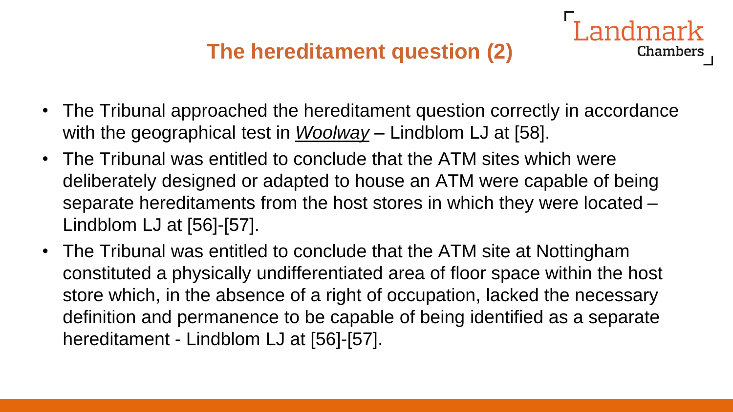## The hereditament question (2)

- The Tribunal approached the hereditament question correctly in accordance with the geographical test in *Woolway* – Lindblom LJ at [58].
- The Tribunal was entitled to conclude that the ATM sites which were deliberately designed or adapted to house an ATM were capable of being separate hereditaments from the host stores in which they were located – Lindblom LJ at [56]-[57].
- The Tribunal was entitled to conclude that the ATM site at Nottingham constituted a physically undifferentiated area of floor space within the host store which, in the absence of a right of occupation, lacked the necessary definition and permanence to be capable of being identified as a separate hereditament - Lindblom LJ at [56]-[57].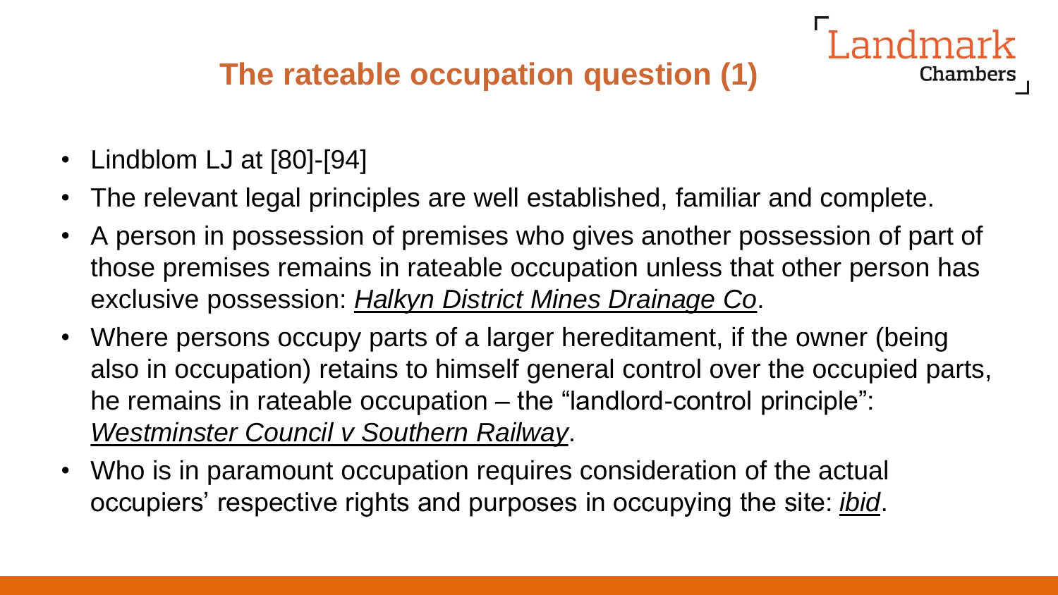## The rateable occupation question (1)

- Lindblom LJ at [80]-[94]
- The relevant legal principles are well established, familiar and complete.
- A person in possession of premises who gives another possession of part of those premises remains in rateable occupation unless that other person has exclusive possession: *Halkyn District Mines Drainage Co*.
- Where persons occupy parts of a larger hereditament, if the owner (being also in occupation) retains to himself general control over the occupied parts, he remains in rateable occupation – the “landlord-control principle”: *Westminster Council v Southern Railway*.
- Who is in paramount occupation requires consideration of the actual occupiers’ respective rights and purposes in occupying the site: *ibid*.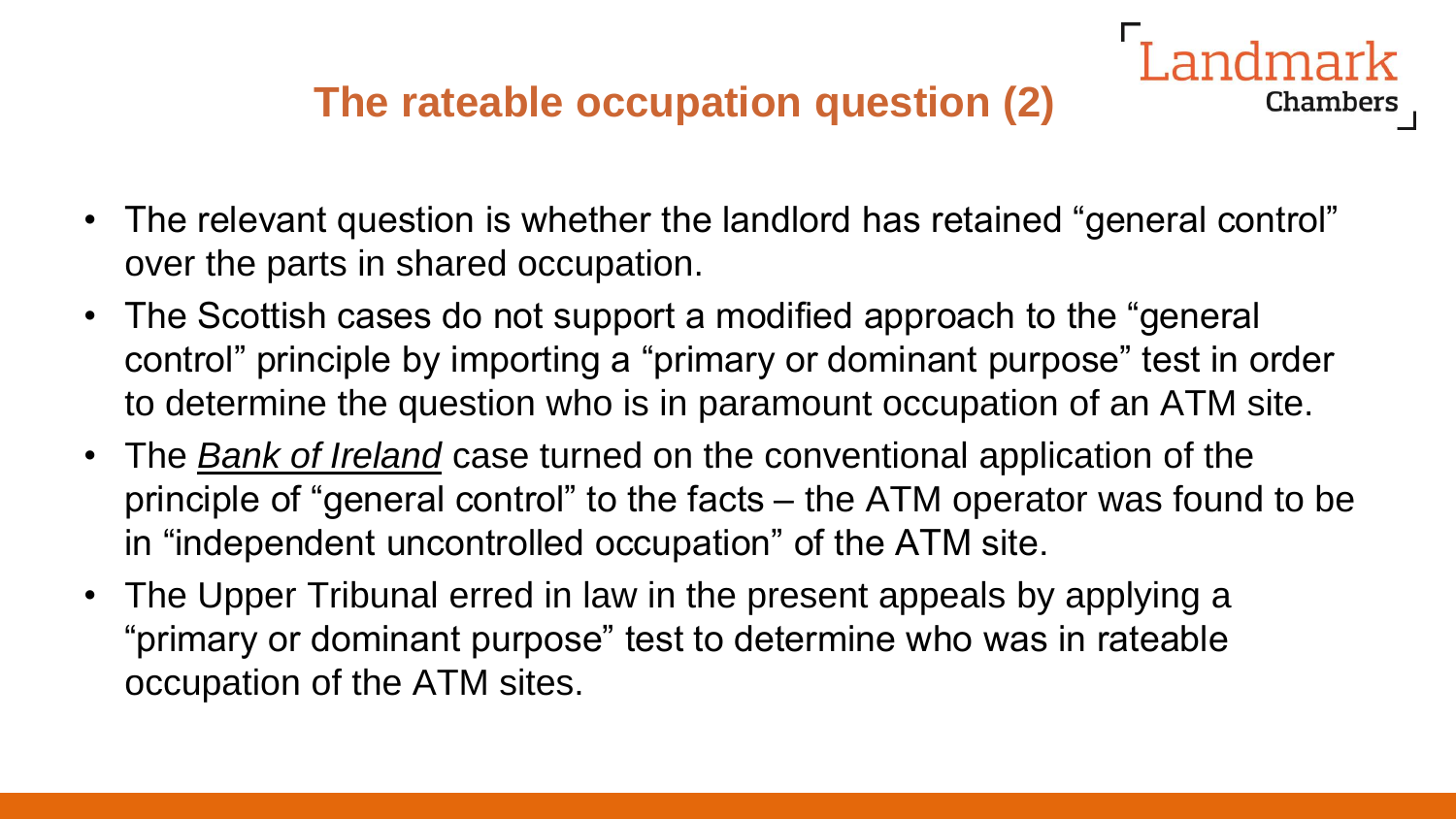# The rateable occupation question (2)

- The relevant question is whether the landlord has retained “general control” over the parts in shared occupation.
- The Scottish cases do not support a modified approach to the “general control” principle by importing a “primary or dominant purpose” test in order to determine the question who is in paramount occupation of an ATM site.
- The *Bank of Ireland* case turned on the conventional application of the principle of “general control” to the facts – the ATM operator was found to be in “independent uncontrolled occupation” of the ATM site.
- The Upper Tribunal erred in law in the present appeals by applying a “primary or dominant purpose” test to determine who was in rateable occupation of the ATM sites.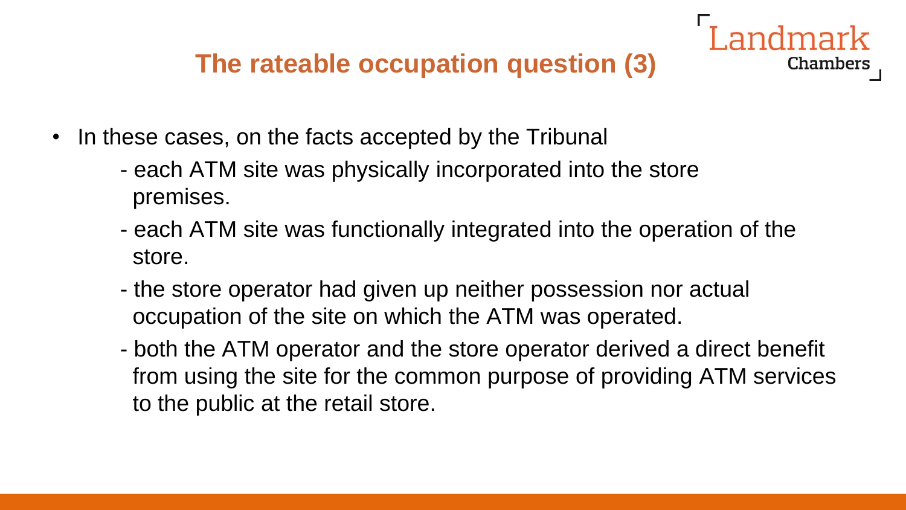## The rateable occupation question (3)

- In these cases, on the facts accepted by the Tribunal
  - each ATM site was physically incorporated into the store premises.
  - each ATM site was functionally integrated into the operation of the store.
  - the store operator had given up neither possession nor actual occupation of the site on which the ATM was operated.
  - both the ATM operator and the store operator derived a direct benefit from using the site for the common purpose of providing ATM services to the public at the retail store.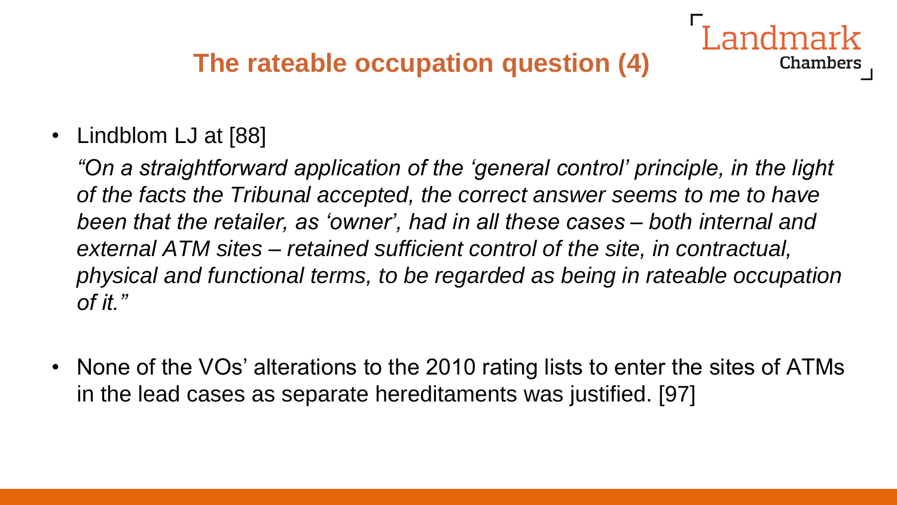# The rateable occupation question (4)

- Lindblom LJ at [88]

  *"On a straightforward application of the 'general control' principle, in the light of the facts the Tribunal accepted, the correct answer seems to me to have been that the retailer, as 'owner', had in all these cases – both internal and external ATM sites – retained sufficient control of the site, in contractual, physical and functional terms, to be regarded as being in rateable occupation of it."*

- None of the VOs' alterations to the 2010 rating lists to enter the sites of ATMs in the lead cases as separate hereditaments was justified. [97]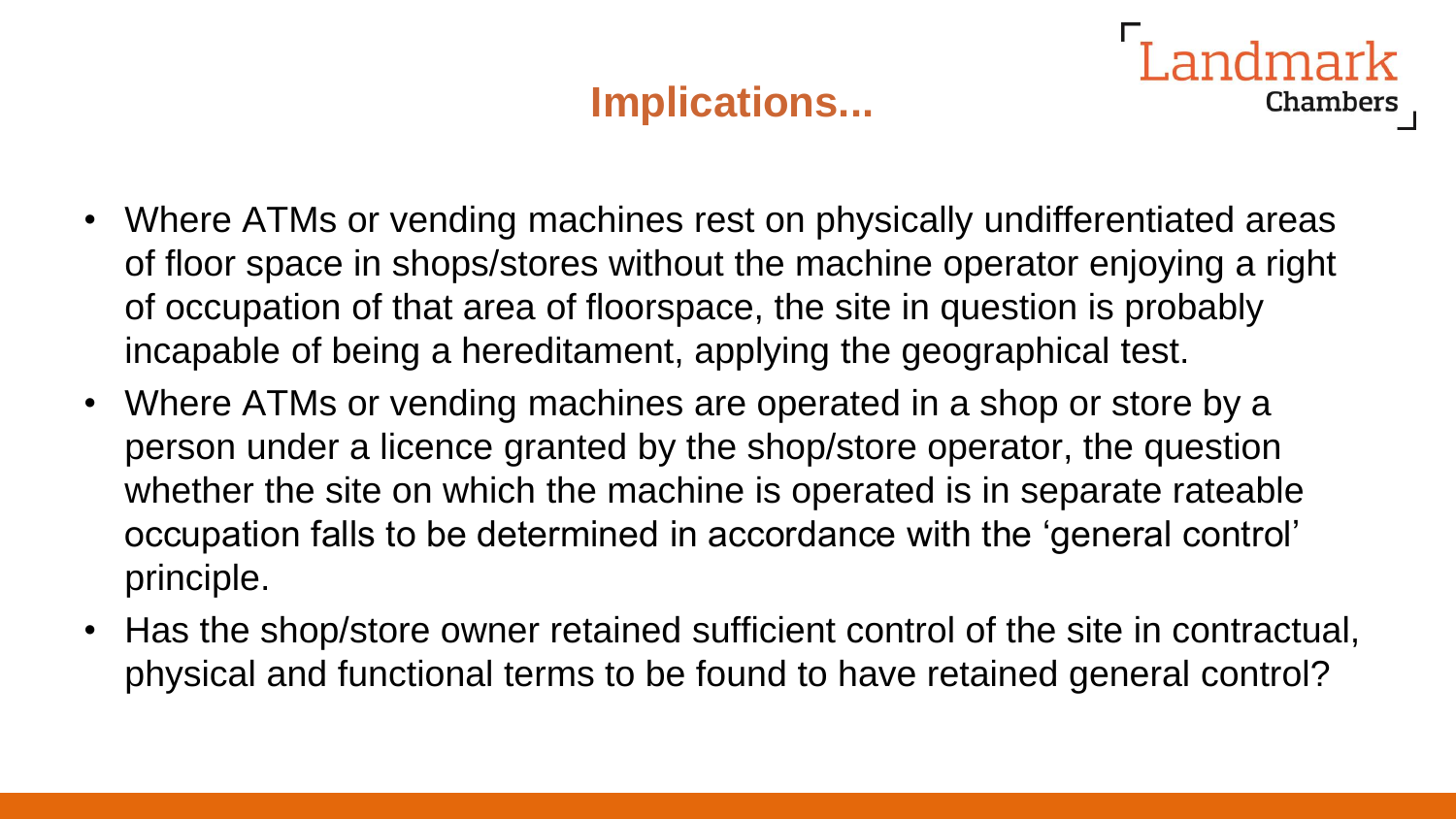# Implications...

- Where ATMs or vending machines rest on physically undifferentiated areas of floor space in shops/stores without the machine operator enjoying a right of occupation of that area of floorspace, the site in question is probably incapable of being a hereditament, applying the geographical test.
- Where ATMs or vending machines are operated in a shop or store by a person under a licence granted by the shop/store operator, the question whether the site on which the machine is operated is in separate rateable occupation falls to be determined in accordance with the 'general control' principle.
- Has the shop/store owner retained sufficient control of the site in contractual, physical and functional terms to be found to have retained general control?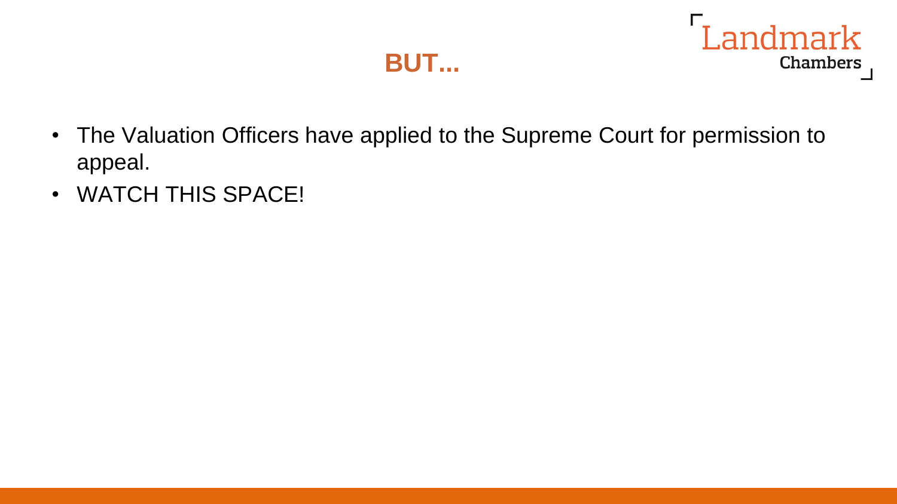## BUT…

- The Valuation Officers have applied to the Supreme Court for permission to appeal.
- WATCH THIS SPACE!